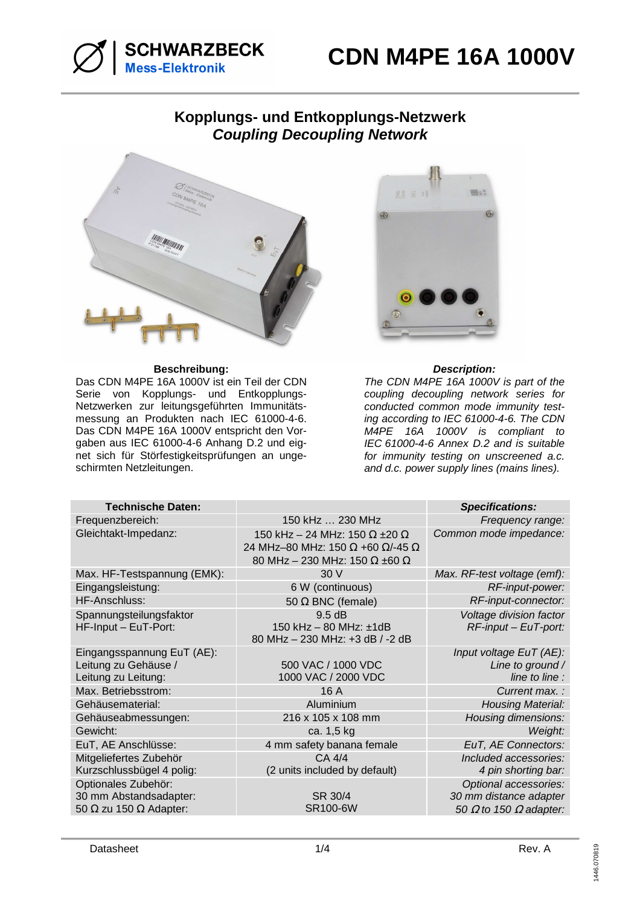# CDN M4PE 16A 1000V

## Kopplungs- und Entkopplungs-Netzwerk
## *Coupling Decoupling Network*

**Beschreibung:**

Das CDN M4PE 16A 1000V ist ein Teil der CDN Serie von Kopplungs- und Entkopplungs-Netzwerken zur leitungsgeführten Immunitätsmessung an Produkten nach IEC 61000-4-6. Das CDN M4PE 16A 1000V entspricht den Vorgaben aus IEC 61000-4-6 Anhang D.2 und eignet sich für Störfestigkeitsprüfungen an ungeschirmten Netzleitungen.

***Description:***

*The CDN M4PE 16A 1000V is part of the coupling decoupling network series for conducted common mode immunity testing according to IEC 61000-4-6. The CDN M4PE 16A 1000V is compliant to IEC 61000-4-6 Annex D.2 and is suitable for immunity testing on unscreened a.c. and d.c. power supply lines (mains lines).*

| **Technische Daten:** | | ***Specifications:*** |
|---|---|---|
| Frequenzbereich: | 150 kHz … 230 MHz | *Frequency range:* |
| Gleichtakt-Impedanz: | 150 kHz – 24 MHz: 150 Ω ±20 Ω<br>24 MHz–80 MHz: 150 Ω +60 Ω/-45 Ω<br>80 MHz – 230 MHz: 150 Ω ±60 Ω | *Common mode impedance:* |
| Max. HF-Testspannung (EMK): | 30 V | *Max. RF-test voltage (emf):* |
| Eingangsleistung: | 6 W (continuous) | *RF-input-power:* |
| HF-Anschluss: | 50 Ω BNC (female) | *RF-input-connector:* |
| Spannungsteilungsfaktor<br>HF-Input – EuT-Port: | 9.5 dB<br>150 kHz – 80 MHz: ±1dB<br>80 MHz – 230 MHz: +3 dB / -2 dB | *Voltage division factor*<br>*RF-input – EuT-port:* |
| Eingangsspannung EuT (AE):<br>Leitung zu Gehäuse /<br>Leitung zu Leitung: | <br>500 VAC / 1000 VDC<br>1000 VAC / 2000 VDC | *Input voltage EuT (AE):*<br>*Line to ground /*<br>*line to line :* |
| Max. Betriebsstrom: | 16 A | *Current max. :* |
| Gehäusematerial: | Aluminium | *Housing Material:* |
| Gehäuseabmessungen: | 216 x 105 x 108 mm | *Housing dimensions:* |
| Gewicht: | ca. 1,5 kg | *Weight:* |
| EuT, AE Anschlüsse: | 4 mm safety banana female | *EuT, AE Connectors:* |
| Mitgeliefertes Zubehör<br>Kurzschlussbügel 4 polig: | CA 4/4<br>(2 units included by default) | *Included accessories:*<br>*4 pin shorting bar:* |
| Optionales Zubehör:<br>30 mm Abstandsadapter:<br>50 Ω zu 150 Ω Adapter: | <br>SR 30/4<br>SR100-6W | *Optional accessories:*<br>*30 mm distance adapter*<br>*50 Ω to 150 Ω adapter:* |

Datasheet — Rev. A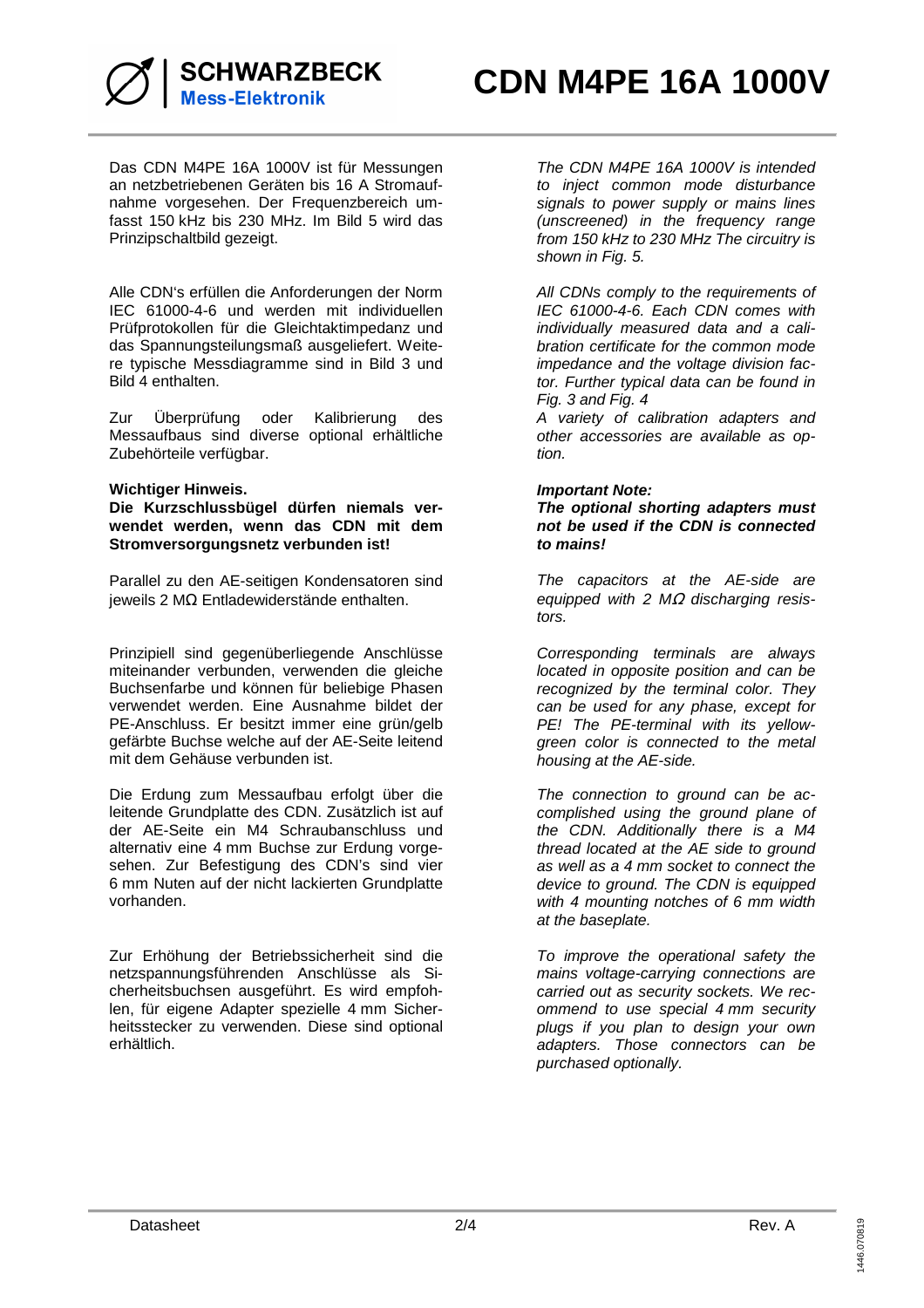Das CDN M4PE 16A 1000V ist für Messungen an netzbetriebenen Geräten bis 16 A Stromaufnahme vorgesehen. Der Frequenzbereich umfasst 150 kHz bis 230 MHz. Im Bild 5 wird das Prinzipschaltbild gezeigt.

Alle CDN's erfüllen die Anforderungen der Norm IEC 61000-4-6 und werden mit individuellen Prüfprotokollen für die Gleichtaktimpedanz und das Spannungsteilungsmaß ausgeliefert. Weitere typische Messdiagramme sind in Bild 3 und Bild 4 enthalten.

Zur Überprüfung oder Kalibrierung des Messaufbaus sind diverse optional erhältliche Zubehörteile verfügbar.

**Wichtiger Hinweis.**
**Die Kurzschlussbügel dürfen niemals verwendet werden, wenn das CDN mit dem Stromversorgungsnetz verbunden ist!**

Parallel zu den AE-seitigen Kondensatoren sind jeweils 2 MΩ Entladewiderstände enthalten.

Prinzipiell sind gegenüberliegende Anschlüsse miteinander verbunden, verwenden die gleiche Buchsenfarbe und können für beliebige Phasen verwendet werden. Eine Ausnahme bildet der PE-Anschluss. Er besitzt immer eine grün/gelb gefärbte Buchse welche auf der AE-Seite leitend mit dem Gehäuse verbunden ist.

Die Erdung zum Messaufbau erfolgt über die leitende Grundplatte des CDN. Zusätzlich ist auf der AE-Seite ein M4 Schraubanschluss und alternativ eine 4 mm Buchse zur Erdung vorgesehen. Zur Befestigung des CDN's sind vier 6 mm Nuten auf der nicht lackierten Grundplatte vorhanden.

Zur Erhöhung der Betriebssicherheit sind die netzspannungsführenden Anschlüsse als Sicherheitsbuchsen ausgeführt. Es wird empfohlen, für eigene Adapter spezielle 4 mm Sicherheitsstecker zu verwenden. Diese sind optional erhältlich.

*The CDN M4PE 16A 1000V is intended to inject common mode disturbance signals to power supply or mains lines (unscreened) in the frequency range from 150 kHz to 230 MHz The circuitry is shown in Fig. 5.*

*All CDNs comply to the requirements of IEC 61000-4-6. Each CDN comes with individually measured data and a calibration certificate for the common mode impedance and the voltage division factor. Further typical data can be found in Fig. 3 and Fig. 4*

*A variety of calibration adapters and other accessories are available as option.*

***Important Note:***
***The optional shorting adapters must not be used if the CDN is connected to mains!***

*The capacitors at the AE-side are equipped with 2 MΩ discharging resistors.*

*Corresponding terminals are always located in opposite position and can be recognized by the terminal color. They can be used for any phase, except for PE! The PE-terminal with its yellow-green color is connected to the metal housing at the AE-side.*

*The connection to ground can be accomplished using the ground plane of the CDN. Additionally there is a M4 thread located at the AE side to ground as well as a 4 mm socket to connect the device to ground. The CDN is equipped with 4 mounting notches of 6 mm width at the baseplate.*

*To improve the operational safety the mains voltage-carrying connections are carried out as security sockets. We recommend to use special 4 mm security plugs if you plan to design your own adapters. Those connectors can be purchased optionally.*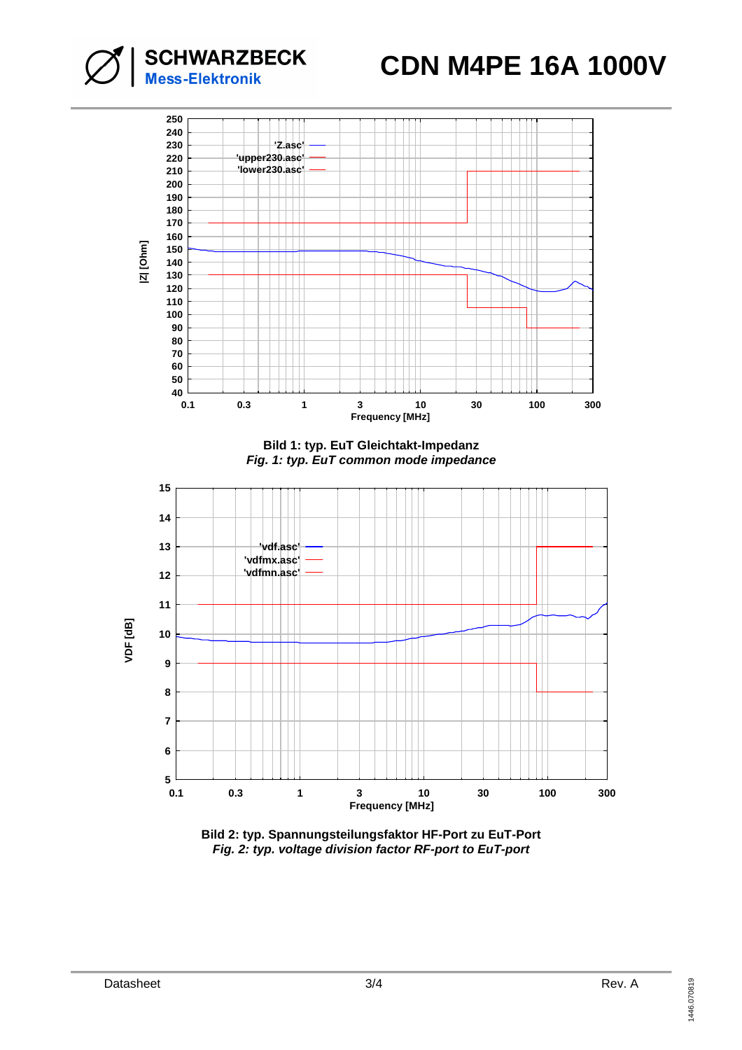**Bild 1: typ. EuT Gleichtakt-Impedanz**
***Fig. 1: typ. EuT common mode impedance***

**Bild 2: typ. Spannungsteilungsfaktor HF-Port zu EuT-Port**
***Fig. 2: typ. voltage division factor RF-port to EuT-port***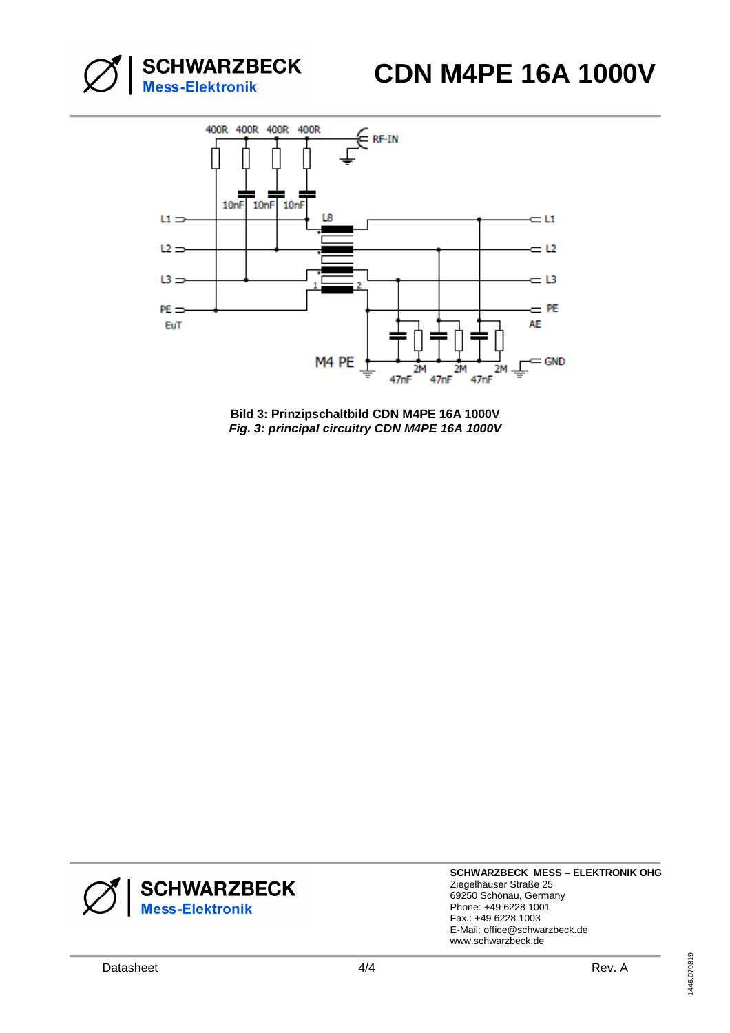400R 400R 400R 400R

RF-IN

10nF 10nF 10nF

L8

L1
L2
L3
PE
EuT

L1
L2
L3
PE
AE

M4 PE

2M 2M 2M

47nF 47nF 47nF

GND

**Bild 3: Prinzipschaltbild CDN M4PE 16A 1000V**
***Fig. 3: principal circuitry CDN M4PE 16A 1000V***

**SCHWARZBECK MESS – ELEKTRONIK OHG**
Ziegelhäuser Straße 25
69250 Schönau, Germany
Phone: +49 6228 1001
Fax.: +49 6228 1003
E-Mail: office@schwarzbeck.de
www.schwarzbeck.de